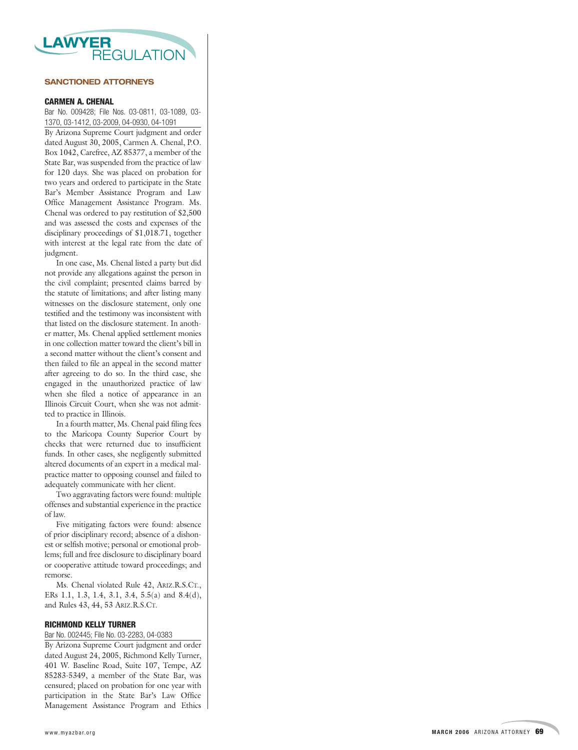# LAWYER REGULATION

## SANCTIONED ATTORNEYS

### CARMEN A. CHENAL

Bar No. 009428; File Nos. 03-0811, 03-1089, 03-1370, 03-1412, 03-2009, 04-0930, 04-1091

By Arizona Supreme Court judgment and order dated August 30, 2005, Carmen A. Chenal, P.O. Box 1042, Carefree, AZ 85377, a member of the State Bar, was suspended from the practice of law for 120 days. She was placed on probation for two years and ordered to participate in the State Bar's Member Assistance Program and Law Office Management Assistance Program. Ms. Chenal was ordered to pay restitution of $2,500 and was assessed the costs and expenses of the disciplinary proceedings of $1,018.71, together with interest at the legal rate from the date of judgment.

In one case, Ms. Chenal listed a party but did not provide any allegations against the person in the civil complaint; presented claims barred by the statute of limitations; and after listing many witnesses on the disclosure statement, only one testified and the testimony was inconsistent with that listed on the disclosure statement. In another matter, Ms. Chenal applied settlement monies in one collection matter toward the client's bill in a second matter without the client's consent and then failed to file an appeal in the second matter after agreeing to do so. In the third case, she engaged in the unauthorized practice of law when she filed a notice of appearance in an Illinois Circuit Court, when she was not admitted to practice in Illinois.

In a fourth matter, Ms. Chenal paid filing fees to the Maricopa County Superior Court by checks that were returned due to insufficient funds. In other cases, she negligently submitted altered documents of an expert in a medical malpractice matter to opposing counsel and failed to adequately communicate with her client.

Two aggravating factors were found: multiple offenses and substantial experience in the practice of law.

Five mitigating factors were found: absence of prior disciplinary record; absence of a dishonest or selfish motive; personal or emotional problems; full and free disclosure to disciplinary board or cooperative attitude toward proceedings; and remorse.

Ms. Chenal violated Rule 42, ARIZ.R.S.CT., ERs 1.1, 1.3, 1.4, 3.1, 3.4, 5.5(a) and 8.4(d), and Rules 43, 44, 53 ARIZ.R.S.CT.

### RICHMOND KELLY TURNER

Bar No. 002445; File No. 03-2283, 04-0383

By Arizona Supreme Court judgment and order dated August 24, 2005, Richmond Kelly Turner, 401 W. Baseline Road, Suite 107, Tempe, AZ 85283-5349, a member of the State Bar, was censured; placed on probation for one year with participation in the State Bar's Law Office Management Assistance Program and Ethics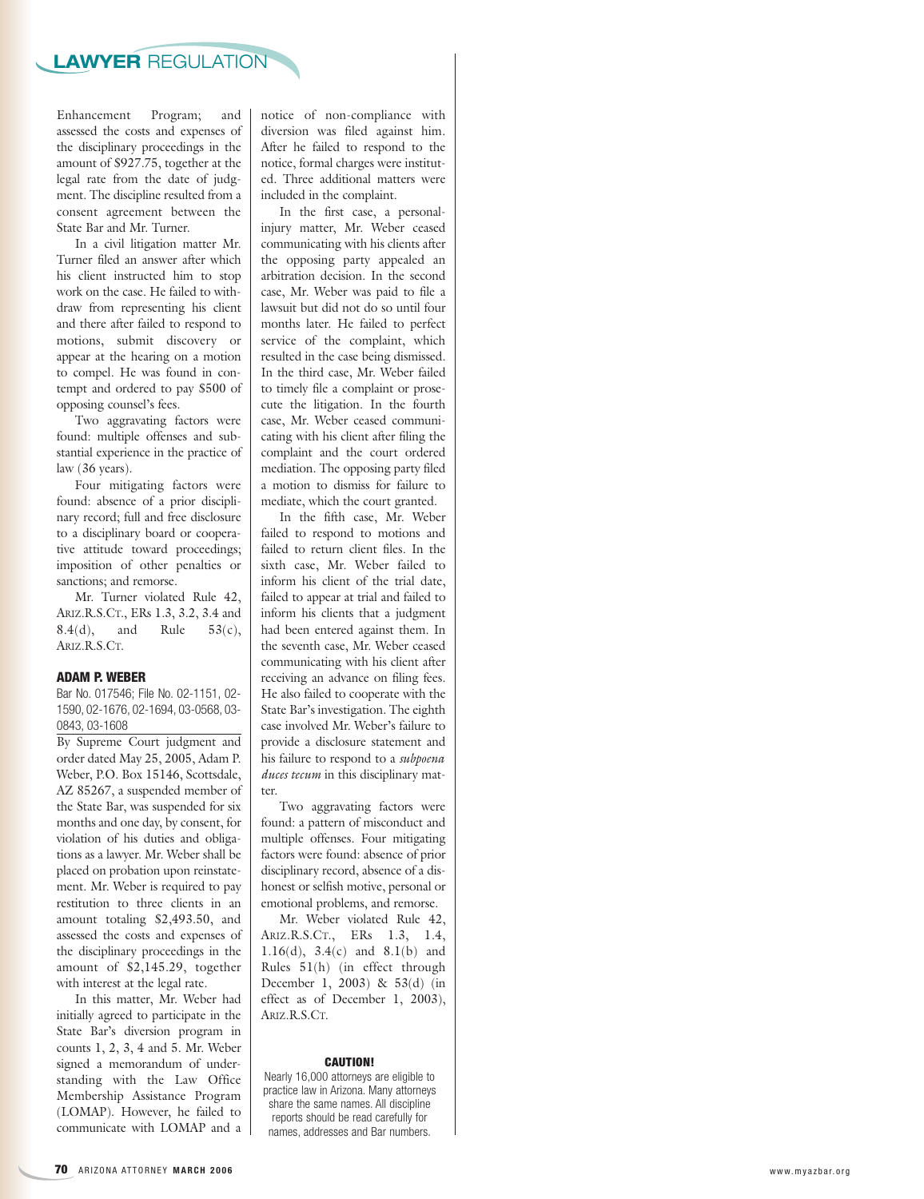Enhancement Program; and assessed the costs and expenses of the disciplinary proceedings in the amount of $927.75, together at the legal rate from the date of judgment. The discipline resulted from a consent agreement between the State Bar and Mr. Turner.

In a civil litigation matter Mr. Turner filed an answer after which his client instructed him to stop work on the case. He failed to withdraw from representing his client and there after failed to respond to motions, submit discovery or appear at the hearing on a motion to compel. He was found in contempt and ordered to pay $500 of opposing counsel's fees.

Two aggravating factors were found: multiple offenses and substantial experience in the practice of law (36 years).

Four mitigating factors were found: absence of a prior disciplinary record; full and free disclosure to a disciplinary board or cooperative attitude toward proceedings; imposition of other penalties or sanctions; and remorse.

Mr. Turner violated Rule 42, ARIZ.R.S.CT., ERs 1.3, 3.2, 3.4 and 8.4(d), and Rule 53(c), ARIZ.R.S.CT.

### ADAM P. WEBER

Bar No. 017546; File No. 02-1151, 02-1590, 02-1676, 02-1694, 03-0568, 03-0843, 03-1608

By Supreme Court judgment and order dated May 25, 2005, Adam P. Weber, P.O. Box 15146, Scottsdale, AZ 85267, a suspended member of the State Bar, was suspended for six months and one day, by consent, for violation of his duties and obligations as a lawyer. Mr. Weber shall be placed on probation upon reinstatement. Mr. Weber is required to pay restitution to three clients in an amount totaling $2,493.50, and assessed the costs and expenses of the disciplinary proceedings in the amount of $2,145.29, together with interest at the legal rate.

In this matter, Mr. Weber had initially agreed to participate in the State Bar's diversion program in counts 1, 2, 3, 4 and 5. Mr. Weber signed a memorandum of understanding with the Law Office Membership Assistance Program (LOMAP). However, he failed to communicate with LOMAP and a notice of non-compliance with diversion was filed against him. After he failed to respond to the notice, formal charges were instituted. Three additional matters were included in the complaint.

In the first case, a personal-injury matter, Mr. Weber ceased communicating with his clients after the opposing party appealed an arbitration decision. In the second case, Mr. Weber was paid to file a lawsuit but did not do so until four months later. He failed to perfect service of the complaint, which resulted in the case being dismissed. In the third case, Mr. Weber failed to timely file a complaint or prosecute the litigation. In the fourth case, Mr. Weber ceased communicating with his client after filing the complaint and the court ordered mediation. The opposing party filed a motion to dismiss for failure to mediate, which the court granted.

In the fifth case, Mr. Weber failed to respond to motions and failed to return client files. In the sixth case, Mr. Weber failed to inform his client of the trial date, failed to appear at trial and failed to inform his clients that a judgment had been entered against them. In the seventh case, Mr. Weber ceased communicating with his client after receiving an advance on filing fees. He also failed to cooperate with the State Bar's investigation. The eighth case involved Mr. Weber's failure to provide a disclosure statement and his failure to respond to a *subpoena duces tecum* in this disciplinary matter.

Two aggravating factors were found: a pattern of misconduct and multiple offenses. Four mitigating factors were found: absence of prior disciplinary record, absence of a dishonest or selfish motive, personal or emotional problems, and remorse.

Mr. Weber violated Rule 42, ARIZ.R.S.CT., ERs 1.3, 1.4, 1.16(d), 3.4(c) and 8.1(b) and Rules 51(h) (in effect through December 1, 2003) & 53(d) (in effect as of December 1, 2003), ARIZ.R.S.CT.

**CAUTION!**

Nearly 16,000 attorneys are eligible to practice law in Arizona. Many attorneys share the same names. All discipline reports should be read carefully for names, addresses and Bar numbers.